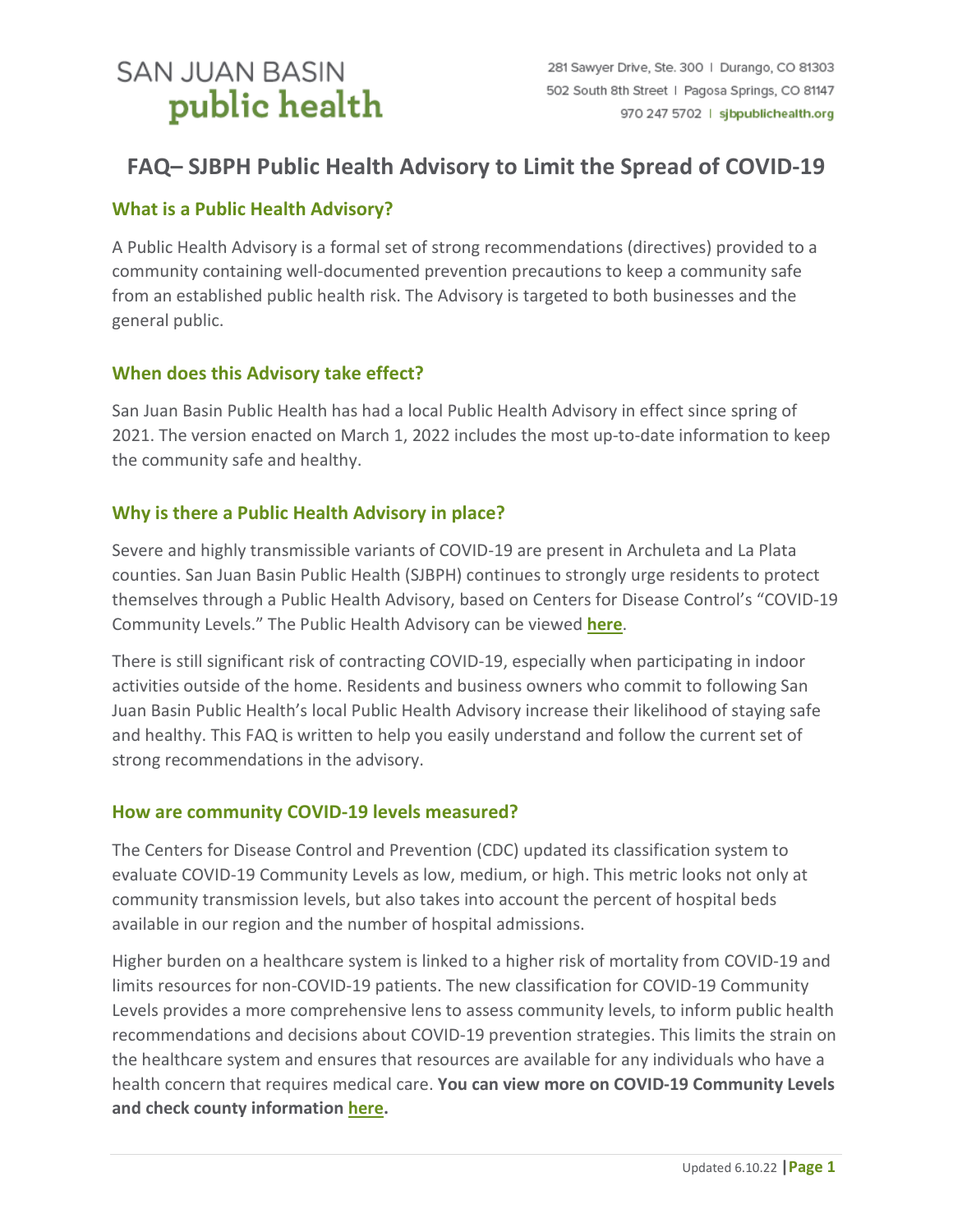SAN JUAN BASIN
**public health**

281 Sawyer Drive, Ste. 300 | Durango, CO 81303
502 South 8th Street | Pagosa Springs, CO 81147
970 247 5702 | sjbpublichealth.org

# FAQ– SJBPH Public Health Advisory to Limit the Spread of COVID-19

## What is a Public Health Advisory?

A Public Health Advisory is a formal set of strong recommendations (directives) provided to a community containing well-documented prevention precautions to keep a community safe from an established public health risk. The Advisory is targeted to both businesses and the general public.

## When does this Advisory take effect?

San Juan Basin Public Health has had a local Public Health Advisory in effect since spring of 2021. The version enacted on March 1, 2022 includes the most up-to-date information to keep the community safe and healthy.

## Why is there a Public Health Advisory in place?

Severe and highly transmissible variants of COVID-19 are present in Archuleta and La Plata counties. San Juan Basin Public Health (SJBPH) continues to strongly urge residents to protect themselves through a Public Health Advisory, based on Centers for Disease Control's "COVID-19 Community Levels." The Public Health Advisory can be viewed **here**.

There is still significant risk of contracting COVID-19, especially when participating in indoor activities outside of the home. Residents and business owners who commit to following San Juan Basin Public Health's local Public Health Advisory increase their likelihood of staying safe and healthy. This FAQ is written to help you easily understand and follow the current set of strong recommendations in the advisory.

## How are community COVID-19 levels measured?

The Centers for Disease Control and Prevention (CDC) updated its classification system to evaluate COVID-19 Community Levels as low, medium, or high. This metric looks not only at community transmission levels, but also takes into account the percent of hospital beds available in our region and the number of hospital admissions.

Higher burden on a healthcare system is linked to a higher risk of mortality from COVID-19 and limits resources for non-COVID-19 patients. The new classification for COVID-19 Community Levels provides a more comprehensive lens to assess community levels, to inform public health recommendations and decisions about COVID-19 prevention strategies. This limits the strain on the healthcare system and ensures that resources are available for any individuals who have a health concern that requires medical care. **You can view more on COVID-19 Community Levels and check county information here.**

Updated 6.10.22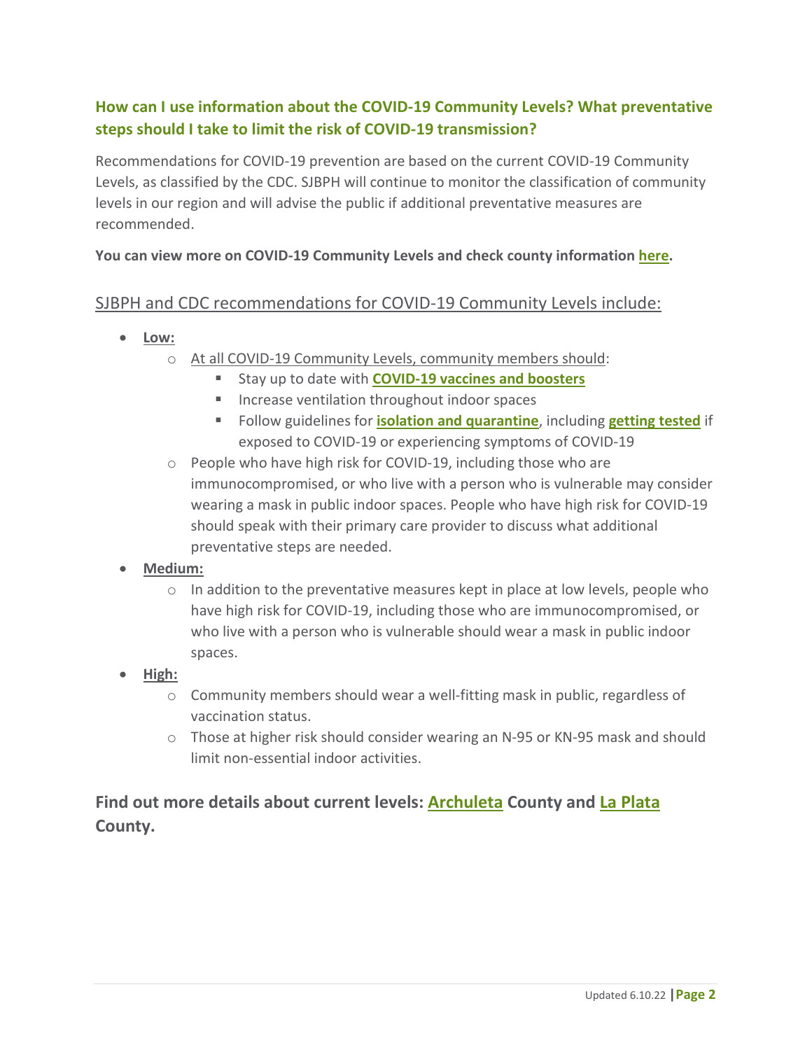### How can I use information about the COVID-19 Community Levels? What preventative steps should I take to limit the risk of COVID-19 transmission?

Recommendations for COVID-19 prevention are based on the current COVID-19 Community Levels, as classified by the CDC. SJBPH will continue to monitor the classification of community levels in our region and will advise the public if additional preventative measures are recommended.

**You can view more on COVID-19 Community Levels and check county information here.**

## SJBPH and CDC recommendations for COVID-19 Community Levels include:

- **Low:**
  - At all COVID-19 Community Levels, community members should:
    - Stay up to date with **COVID-19 vaccines and boosters**
    - Increase ventilation throughout indoor spaces
    - Follow guidelines for **isolation and quarantine**, including **getting tested** if exposed to COVID-19 or experiencing symptoms of COVID-19
  - People who have high risk for COVID-19, including those who are immunocompromised, or who live with a person who is vulnerable may consider wearing a mask in public indoor spaces. People who have high risk for COVID-19 should speak with their primary care provider to discuss what additional preventative steps are needed.
- **Medium:**
  - In addition to the preventative measures kept in place at low levels, people who have high risk for COVID-19, including those who are immunocompromised, or who live with a person who is vulnerable should wear a mask in public indoor spaces.
- **High:**
  - Community members should wear a well-fitting mask in public, regardless of vaccination status.
  - Those at higher risk should consider wearing an N-95 or KN-95 mask and should limit non-essential indoor activities.

### Find out more details about current levels: Archuleta County and La Plata County.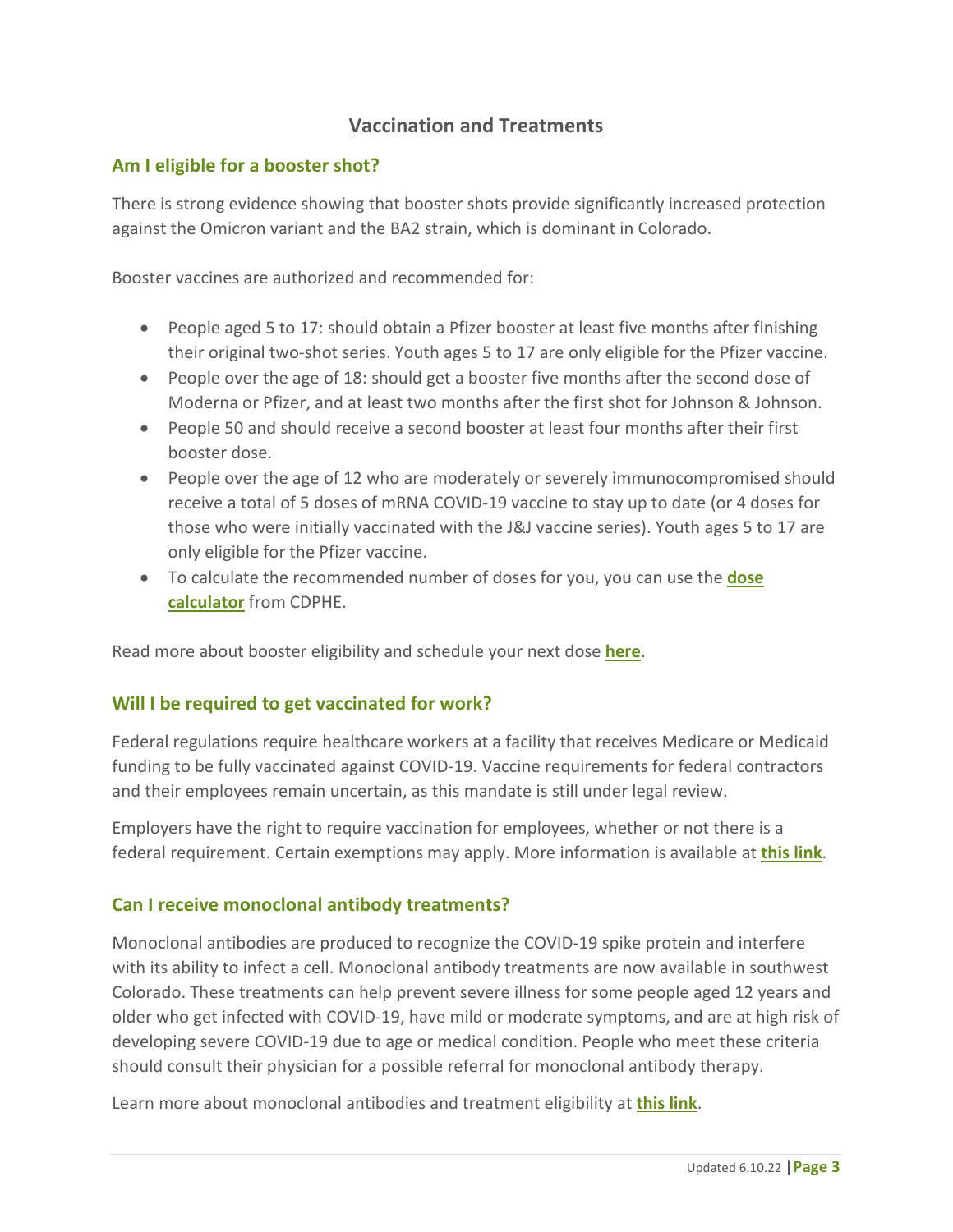## Vaccination and Treatments

### Am I eligible for a booster shot?

There is strong evidence showing that booster shots provide significantly increased protection against the Omicron variant and the BA2 strain, which is dominant in Colorado.

Booster vaccines are authorized and recommended for:

- People aged 5 to 17: should obtain a Pfizer booster at least five months after finishing their original two-shot series. Youth ages 5 to 17 are only eligible for the Pfizer vaccine.
- People over the age of 18: should get a booster five months after the second dose of Moderna or Pfizer, and at least two months after the first shot for Johnson & Johnson.
- People 50 and should receive a second booster at least four months after their first booster dose.
- People over the age of 12 who are moderately or severely immunocompromised should receive a total of 5 doses of mRNA COVID-19 vaccine to stay up to date (or 4 doses for those who were initially vaccinated with the J&J vaccine series). Youth ages 5 to 17 are only eligible for the Pfizer vaccine.
- To calculate the recommended number of doses for you, you can use the **dose calculator** from CDPHE.

Read more about booster eligibility and schedule your next dose **here**.

### Will I be required to get vaccinated for work?

Federal regulations require healthcare workers at a facility that receives Medicare or Medicaid funding to be fully vaccinated against COVID-19. Vaccine requirements for federal contractors and their employees remain uncertain, as this mandate is still under legal review.

Employers have the right to require vaccination for employees, whether or not there is a federal requirement. Certain exemptions may apply. More information is available at **this link**.

### Can I receive monoclonal antibody treatments?

Monoclonal antibodies are produced to recognize the COVID-19 spike protein and interfere with its ability to infect a cell. Monoclonal antibody treatments are now available in southwest Colorado. These treatments can help prevent severe illness for some people aged 12 years and older who get infected with COVID-19, have mild or moderate symptoms, and are at high risk of developing severe COVID-19 due to age or medical condition. People who meet these criteria should consult their physician for a possible referral for monoclonal antibody therapy.

Learn more about monoclonal antibodies and treatment eligibility at **this link**.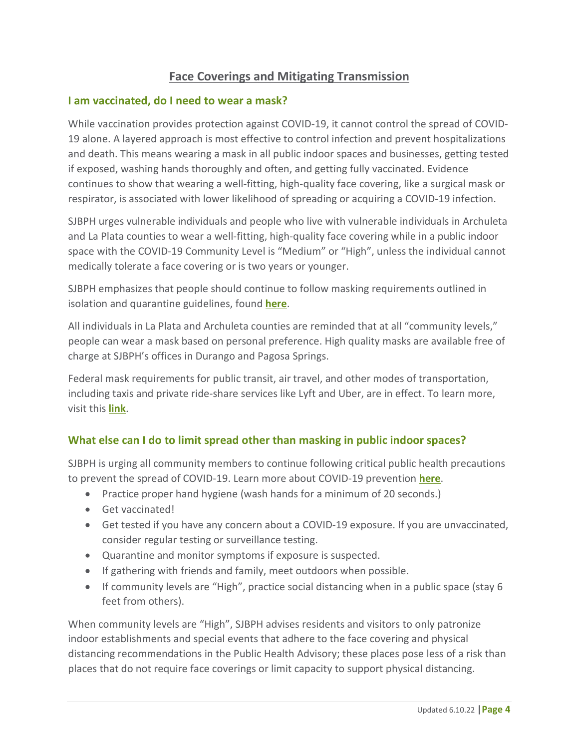## Face Coverings and Mitigating Transmission

### I am vaccinated, do I need to wear a mask?

While vaccination provides protection against COVID-19, it cannot control the spread of COVID-19 alone. A layered approach is most effective to control infection and prevent hospitalizations and death. This means wearing a mask in all public indoor spaces and businesses, getting tested if exposed, washing hands thoroughly and often, and getting fully vaccinated. Evidence continues to show that wearing a well-fitting, high-quality face covering, like a surgical mask or respirator, is associated with lower likelihood of spreading or acquiring a COVID-19 infection.

SJBPH urges vulnerable individuals and people who live with vulnerable individuals in Archuleta and La Plata counties to wear a well-fitting, high-quality face covering while in a public indoor space with the COVID-19 Community Level is "Medium" or "High", unless the individual cannot medically tolerate a face covering or is two years or younger.

SJBPH emphasizes that people should continue to follow masking requirements outlined in isolation and quarantine guidelines, found **here**.

All individuals in La Plata and Archuleta counties are reminded that at all "community levels," people can wear a mask based on personal preference. High quality masks are available free of charge at SJBPH's offices in Durango and Pagosa Springs.

Federal mask requirements for public transit, air travel, and other modes of transportation, including taxis and private ride-share services like Lyft and Uber, are in effect. To learn more, visit this **link**.

### What else can I do to limit spread other than masking in public indoor spaces?

SJBPH is urging all community members to continue following critical public health precautions to prevent the spread of COVID-19. Learn more about COVID-19 prevention **here**.

- Practice proper hand hygiene (wash hands for a minimum of 20 seconds.)
- Get vaccinated!
- Get tested if you have any concern about a COVID-19 exposure. If you are unvaccinated, consider regular testing or surveillance testing.
- Quarantine and monitor symptoms if exposure is suspected.
- If gathering with friends and family, meet outdoors when possible.
- If community levels are "High", practice social distancing when in a public space (stay 6 feet from others).

When community levels are "High", SJBPH advises residents and visitors to only patronize indoor establishments and special events that adhere to the face covering and physical distancing recommendations in the Public Health Advisory; these places pose less of a risk than places that do not require face coverings or limit capacity to support physical distancing.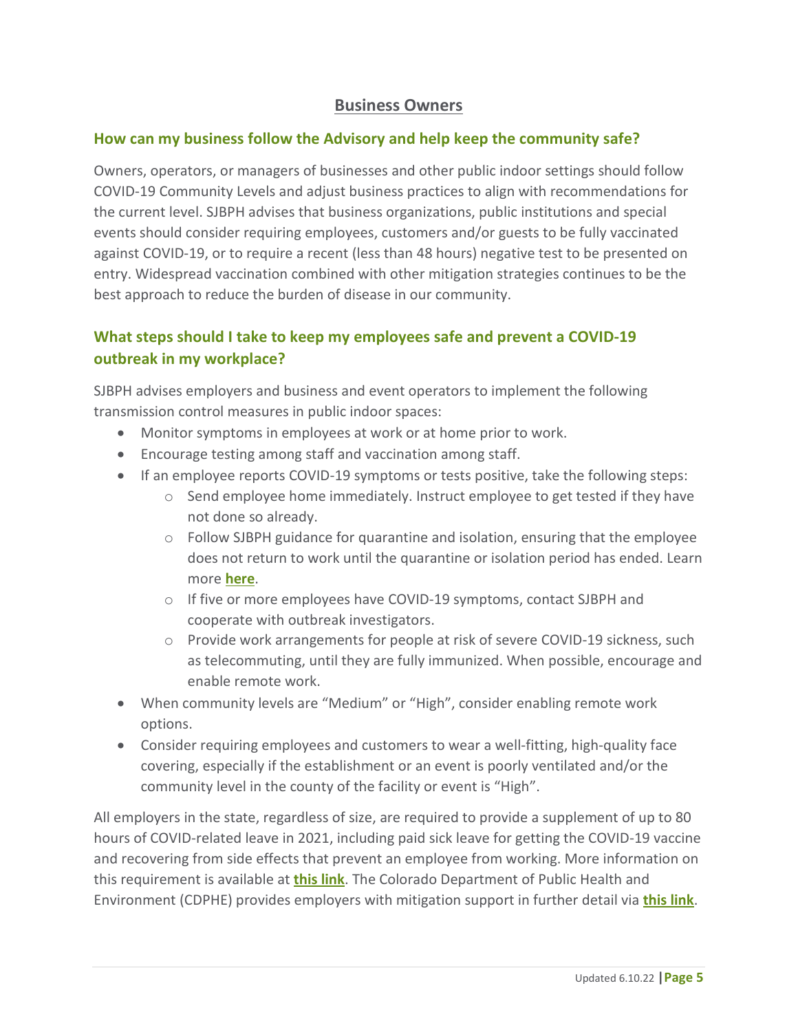## Business Owners

### How can my business follow the Advisory and help keep the community safe?

Owners, operators, or managers of businesses and other public indoor settings should follow COVID-19 Community Levels and adjust business practices to align with recommendations for the current level. SJBPH advises that business organizations, public institutions and special events should consider requiring employees, customers and/or guests to be fully vaccinated against COVID-19, or to require a recent (less than 48 hours) negative test to be presented on entry. Widespread vaccination combined with other mitigation strategies continues to be the best approach to reduce the burden of disease in our community.

### What steps should I take to keep my employees safe and prevent a COVID-19 outbreak in my workplace?

SJBPH advises employers and business and event operators to implement the following transmission control measures in public indoor spaces:

- Monitor symptoms in employees at work or at home prior to work.
- Encourage testing among staff and vaccination among staff.
- If an employee reports COVID-19 symptoms or tests positive, take the following steps:
  - Send employee home immediately. Instruct employee to get tested if they have not done so already.
  - Follow SJBPH guidance for quarantine and isolation, ensuring that the employee does not return to work until the quarantine or isolation period has ended. Learn more **here**.
  - If five or more employees have COVID-19 symptoms, contact SJBPH and cooperate with outbreak investigators.
  - Provide work arrangements for people at risk of severe COVID-19 sickness, such as telecommuting, until they are fully immunized. When possible, encourage and enable remote work.
- When community levels are "Medium" or "High", consider enabling remote work options.
- Consider requiring employees and customers to wear a well-fitting, high-quality face covering, especially if the establishment or an event is poorly ventilated and/or the community level in the county of the facility or event is "High".

All employers in the state, regardless of size, are required to provide a supplement of up to 80 hours of COVID-related leave in 2021, including paid sick leave for getting the COVID-19 vaccine and recovering from side effects that prevent an employee from working. More information on this requirement is available at **this link**. The Colorado Department of Public Health and Environment (CDPHE) provides employers with mitigation support in further detail via **this link**.